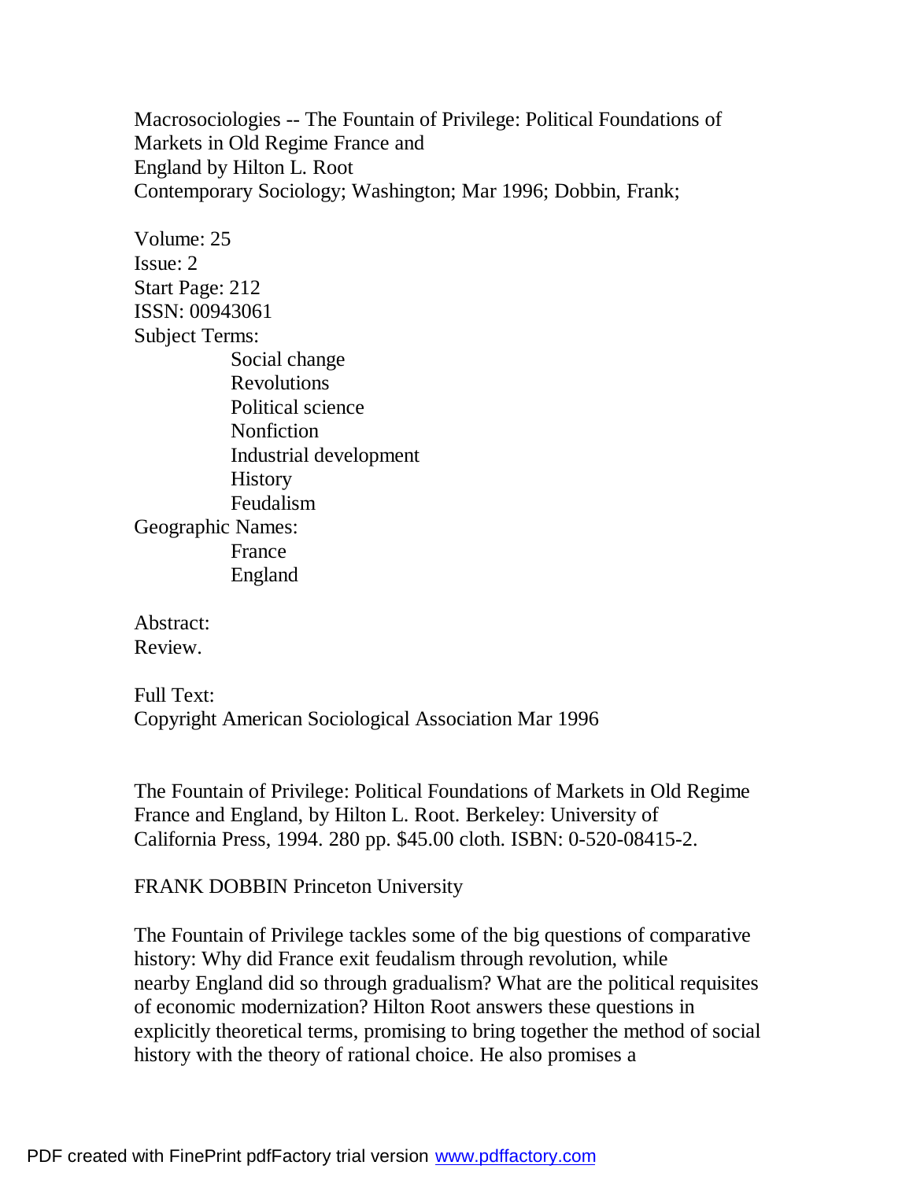Macrosociologies -- The Fountain of Privilege: Political Foundations of Markets in Old Regime France and England by Hilton L. Root
Contemporary Sociology; Washington; Mar 1996; Dobbin, Frank;

Volume: 25
Issue: 2
Start Page: 212
ISSN: 00943061
Subject Terms:
- Social change
- Revolutions
- Political science
- Nonfiction
- Industrial development
- History
- Feudalism

Geographic Names:
- France
- England

Abstract:
Review.

Full Text:
Copyright American Sociological Association Mar 1996

The Fountain of Privilege: Political Foundations of Markets in Old Regime France and England, by Hilton L. Root. Berkeley: University of California Press, 1994. 280 pp. $45.00 cloth. ISBN: 0-520-08415-2.

FRANK DOBBIN Princeton University

The Fountain of Privilege tackles some of the big questions of comparative history: Why did France exit feudalism through revolution, while nearby England did so through gradualism? What are the political requisites of economic modernization? Hilton Root answers these questions in explicitly theoretical terms, promising to bring together the method of social history with the theory of rational choice. He also promises a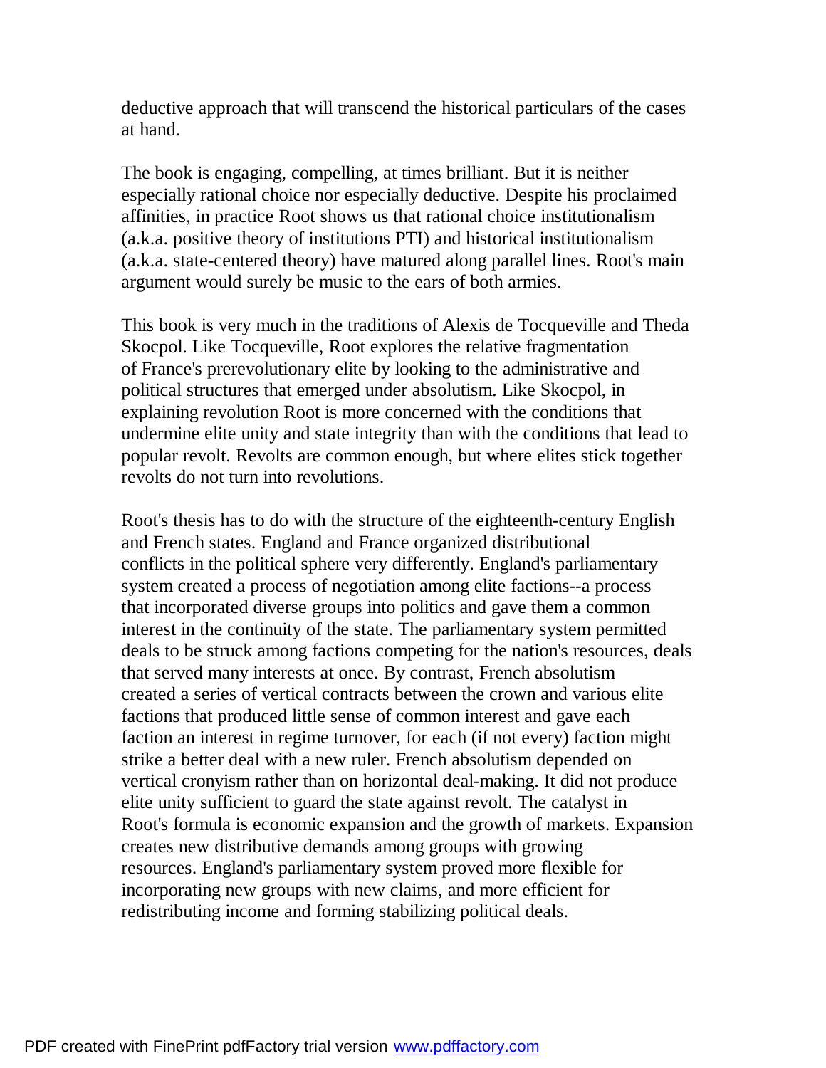deductive approach that will transcend the historical particulars of the cases at hand.

The book is engaging, compelling, at times brilliant. But it is neither especially rational choice nor especially deductive. Despite his proclaimed affinities, in practice Root shows us that rational choice institutionalism (a.k.a. positive theory of institutions PTI) and historical institutionalism (a.k.a. state-centered theory) have matured along parallel lines. Root's main argument would surely be music to the ears of both armies.

This book is very much in the traditions of Alexis de Tocqueville and Theda Skocpol. Like Tocqueville, Root explores the relative fragmentation of France's prerevolutionary elite by looking to the administrative and political structures that emerged under absolutism. Like Skocpol, in explaining revolution Root is more concerned with the conditions that undermine elite unity and state integrity than with the conditions that lead to popular revolt. Revolts are common enough, but where elites stick together revolts do not turn into revolutions.

Root's thesis has to do with the structure of the eighteenth-century English and French states. England and France organized distributional conflicts in the political sphere very differently. England's parliamentary system created a process of negotiation among elite factions--a process that incorporated diverse groups into politics and gave them a common interest in the continuity of the state. The parliamentary system permitted deals to be struck among factions competing for the nation's resources, deals that served many interests at once. By contrast, French absolutism created a series of vertical contracts between the crown and various elite factions that produced little sense of common interest and gave each faction an interest in regime turnover, for each (if not every) faction might strike a better deal with a new ruler. French absolutism depended on vertical cronyism rather than on horizontal deal-making. It did not produce elite unity sufficient to guard the state against revolt. The catalyst in Root's formula is economic expansion and the growth of markets. Expansion creates new distributive demands among groups with growing resources. England's parliamentary system proved more flexible for incorporating new groups with new claims, and more efficient for redistributing income and forming stabilizing political deals.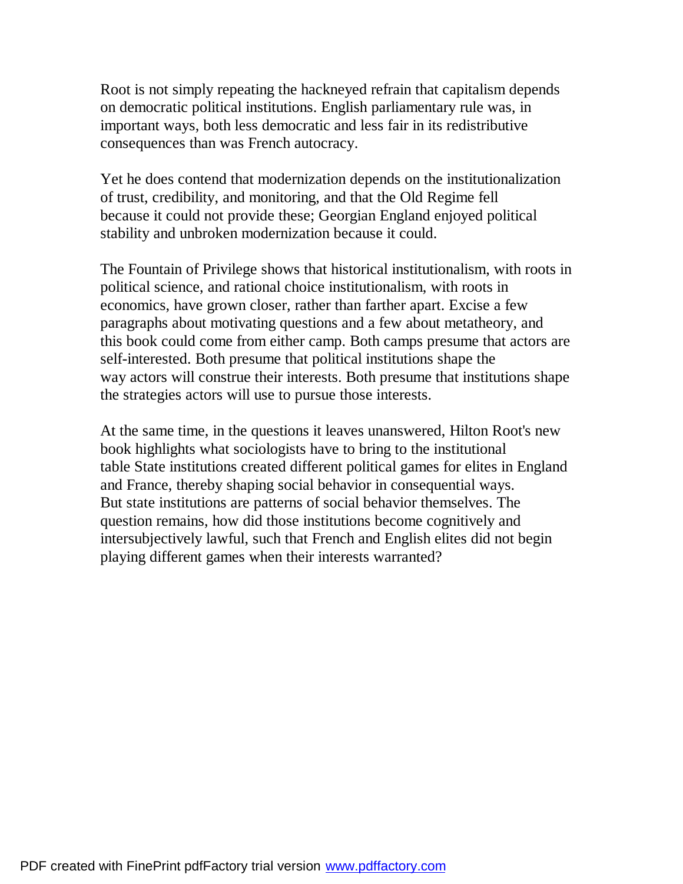Root is not simply repeating the hackneyed refrain that capitalism depends on democratic political institutions. English parliamentary rule was, in important ways, both less democratic and less fair in its redistributive consequences than was French autocracy.

Yet he does contend that modernization depends on the institutionalization of trust, credibility, and monitoring, and that the Old Regime fell because it could not provide these; Georgian England enjoyed political stability and unbroken modernization because it could.

The Fountain of Privilege shows that historical institutionalism, with roots in political science, and rational choice institutionalism, with roots in economics, have grown closer, rather than farther apart. Excise a few paragraphs about motivating questions and a few about metatheory, and this book could come from either camp. Both camps presume that actors are self-interested. Both presume that political institutions shape the way actors will construe their interests. Both presume that institutions shape the strategies actors will use to pursue those interests.

At the same time, in the questions it leaves unanswered, Hilton Root's new book highlights what sociologists have to bring to the institutional table State institutions created different political games for elites in England and France, thereby shaping social behavior in consequential ways. But state institutions are patterns of social behavior themselves. The question remains, how did those institutions become cognitively and intersubjectively lawful, such that French and English elites did not begin playing different games when their interests warranted?